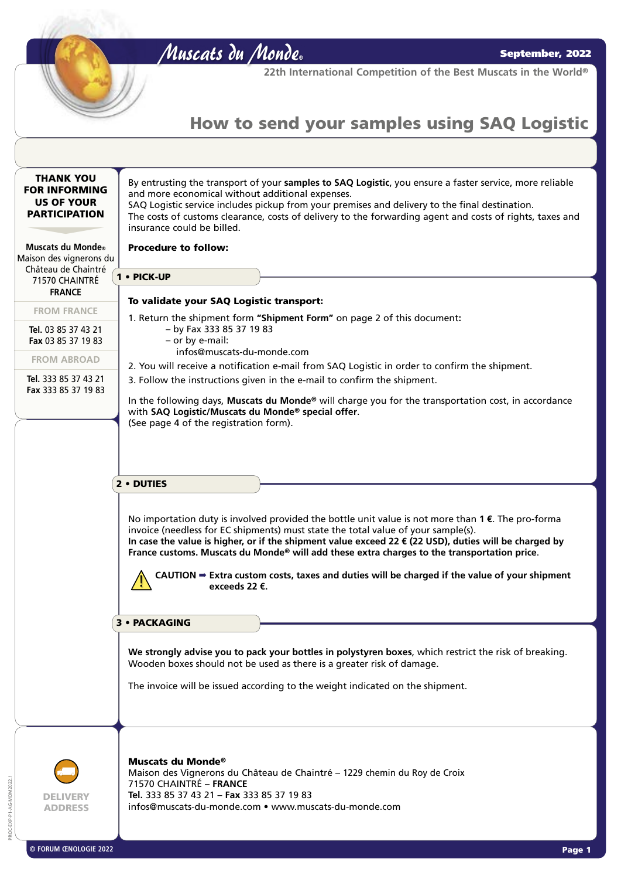# Muscats du Monde®

**September, 2022**

22th International Competition of the Best Muscats in the World®

## How to send your samples using SAQ Logistic

**THANK YOU FOR INFORMING US OF YOUR PARTICIPATION**

**Muscats du Monde®**
Maison des vignerons du Château de Chaintré
71570 CHAINTRÉ
**FRANCE**

FROM FRANCE

**Tel.** 03 85 37 43 21
**Fax** 03 85 37 19 83

FROM ABROAD

**Tel.** 333 85 37 43 21
**Fax** 333 85 37 19 83

By entrusting the transport of your **samples to SAQ Logistic**, you ensure a faster service, more reliable and more economical without additional expenses.
SAQ Logistic service includes pickup from your premises and delivery to the final destination.
The costs of customs clearance, costs of delivery to the forwarding agent and costs of rights, taxes and insurance could be billed.

**Procedure to follow:**

### 1 • PICK-UP

**To validate your SAQ Logistic transport:**

1. Return the shipment form **"Shipment Form"** on page 2 of this document:
   – by Fax 333 85 37 19 83
   – or by e-mail:
   infos@muscats-du-monde.com
2. You will receive a notification e-mail from SAQ Logistic in order to confirm the shipment.
3. Follow the instructions given in the e-mail to confirm the shipment.

In the following days, **Muscats du Monde®** will charge you for the transportation cost, in accordance with **SAQ Logistic/Muscats du Monde® special offer**.
(See page 4 of the registration form).

### 2 • DUTIES

No importation duty is involved provided the bottle unit value is not more than **1 €**. The pro-forma invoice (needless for EC shipments) must state the total value of your sample(s).
**In case the value is higher, or if the shipment value exceed 22 € (22 USD), duties will be charged by France customs. Muscats du Monde® will add these extra charges to the transportation price.**

CAUTION ➡ **Extra custom costs, taxes and duties will be charged if the value of your shipment exceeds 22 €.**

### 3 • PACKAGING

**We strongly advise you to pack your bottles in polystyren boxes**, which restrict the risk of breaking. Wooden boxes should not be used as there is a greater risk of damage.

The invoice will be issued according to the weight indicated on the shipment.

DELIVERY ADDRESS

**Muscats du Monde®**
Maison des Vignerons du Château de Chaintré – 1229 chemin du Roy de Croix
71570 CHAINTRÉ – **FRANCE**
**Tel.** 333 85 37 43 21 – **Fax** 333 85 37 19 83
infos@muscats-du-monde.com • www.muscats-du-monde.com

© FORUM ŒNOLOGIE 2022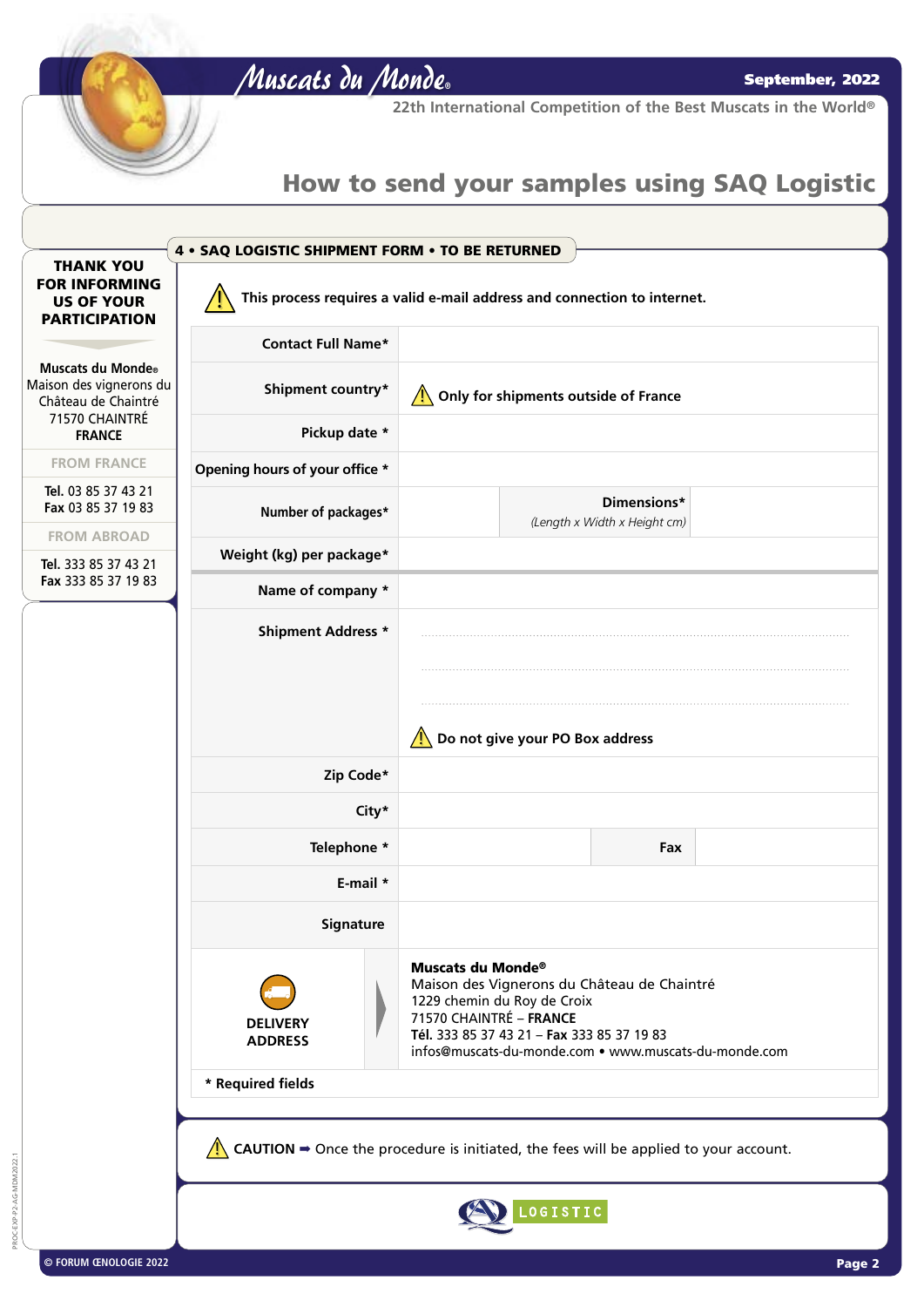# Muscats du Monde®

22th International Competition of the Best Muscats in the World®

## How to send your samples using SAQ Logistic

**THANK YOU FOR INFORMING US OF YOUR PARTICIPATION**

**Muscats du Monde®**
Maison des vignerons du Château de Chaintré
71570 CHAINTRÉ
**FRANCE**

**FROM FRANCE**

**Tel.** 03 85 37 43 21
**Fax** 03 85 37 19 83

**FROM ABROAD**

**Tel.** 333 85 37 43 21
**Fax** 333 85 37 19 83

### 4 • SAQ LOGISTIC SHIPMENT FORM • TO BE RETURNED

⚠ **This process requires a valid e-mail address and connection to internet.**

| | | | |
|---|---|---|---|
| **Contact Full Name*** | | | |
| **Shipment country*** | ⚠ **Only for shipments outside of France** | | |
| **Pickup date *** | | | |
| **Opening hours of your office *** | | | |
| **Number of packages*** | | **Dimensions*** *(Length x Width x Height cm)* | |
| **Weight (kg) per package*** | | | |
| **Name of company *** | | | |
| **Shipment Address *** | ⚠ **Do not give your PO Box address** | | |
| **Zip Code*** | | | |
| **City*** | | | |
| **Telephone *** | | **Fax** | |
| **E-mail *** | | | |
| **Signature** | | | |
| **DELIVERY ADDRESS** | **Muscats du Monde®** Maison des Vignerons du Château de Chaintré 1229 chemin du Roy de Croix 71570 CHAINTRÉ – **FRANCE** **Tél.** 333 85 37 43 21 – **Fax** 333 85 37 19 83 infos@muscats-du-monde.com • www.muscats-du-monde.com | | |

**\* Required fields**

⚠ **CAUTION** ➡ Once the procedure is initiated, the fees will be applied to your account.

LOGISTIC

© FORUM ŒNOLOGIE 2022